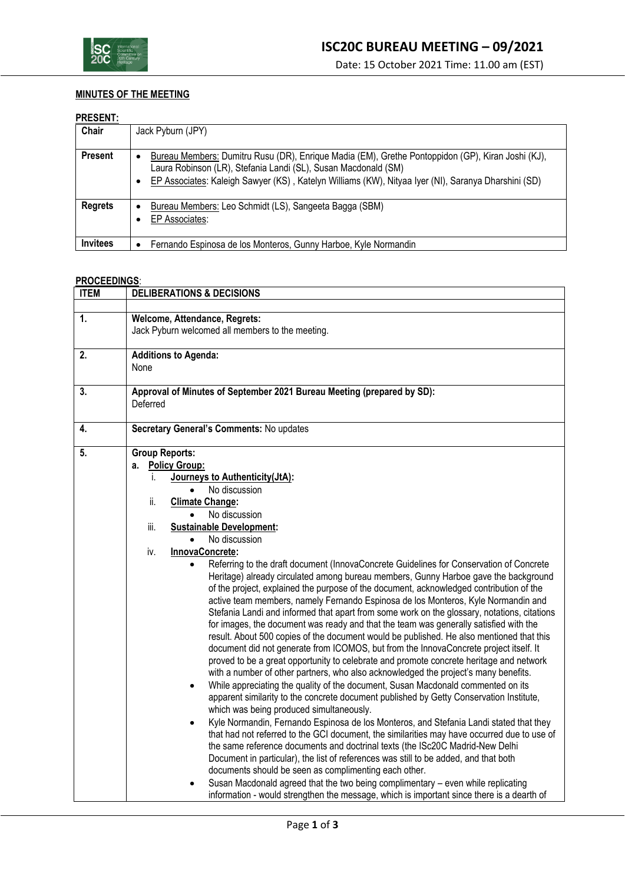# ISC20C BUREAU MEETING – 09/2021

Date: 15 October 2021 Time: 11.00 am (EST)

**MINUTES OF THE MEETING**

**PRESENT:**

| | |
|---|---|
| **Chair** | Jack Pyburn (JPY) |
| **Present** | • Bureau Members: Dumitru Rusu (DR), Enrique Madia (EM), Grethe Pontoppidon (GP), Kiran Joshi (KJ), Laura Robinson (LR), Stefania Landi (SL), Susan Macdonald (SM)<br>• EP Associates: Kaleigh Sawyer (KS) , Katelyn Williams (KW), Nityaa Iyer (NI), Saranya Dharshini (SD) |
| **Regrets** | • Bureau Members: Leo Schmidt (LS), Sangeeta Bagga (SBM)<br>• EP Associates: |
| **Invitees** | • Fernando Espinosa de los Monteros, Gunny Harboe, Kyle Normandin |

**PROCEEDINGS**:

| ITEM | DELIBERATIONS & DECISIONS |
|---|---|
| | |
| **1.** | **Welcome, Attendance, Regrets:**<br>Jack Pyburn welcomed all members to the meeting. |
| **2.** | **Additions to Agenda:**<br>None |
| **3.** | **Approval of Minutes of September 2021 Bureau Meeting (prepared by SD):**<br>Deferred |
| **4.** | **Secretary General's Comments:** No updates |
| **5.** | **Group Reports:**<br>a. **Policy Group:**<br>i. **Journeys to Authenticity(JtA):**<br>• No discussion<br>ii. **Climate Change:**<br>• No discussion<br>iii. **Sustainable Development:**<br>• No discussion<br>iv. **InnovaConcrete:**<br>• Referring to the draft document (InnovaConcrete Guidelines for Conservation of Concrete Heritage) already circulated among bureau members, Gunny Harboe gave the background of the project, explained the purpose of the document, acknowledged contribution of the active team members, namely Fernando Espinosa de los Monteros, Kyle Normandin and Stefania Landi and informed that apart from some work on the glossary, notations, citations for images, the document was ready and that the team was generally satisfied with the result. About 500 copies of the document would be published. He also mentioned that this document did not generate from ICOMOS, but from the InnovaConcrete project itself. It proved to be a great opportunity to celebrate and promote concrete heritage and network with a number of other partners, who also acknowledged the project's many benefits.<br>• While appreciating the quality of the document, Susan Macdonald commented on its apparent similarity to the concrete document published by Getty Conservation Institute, which was being produced simultaneously.<br>• Kyle Normandin, Fernando Espinosa de los Monteros, and Stefania Landi stated that they that had not referred to the GCI document, the similarities may have occurred due to use of the same reference documents and doctrinal texts (the ISc20C Madrid-New Delhi Document in particular), the list of references was still to be added, and that both documents should be seen as complimenting each other.<br>• Susan Macdonald agreed that the two being complimentary – even while replicating information - would strengthen the message, which is important since there is a dearth of |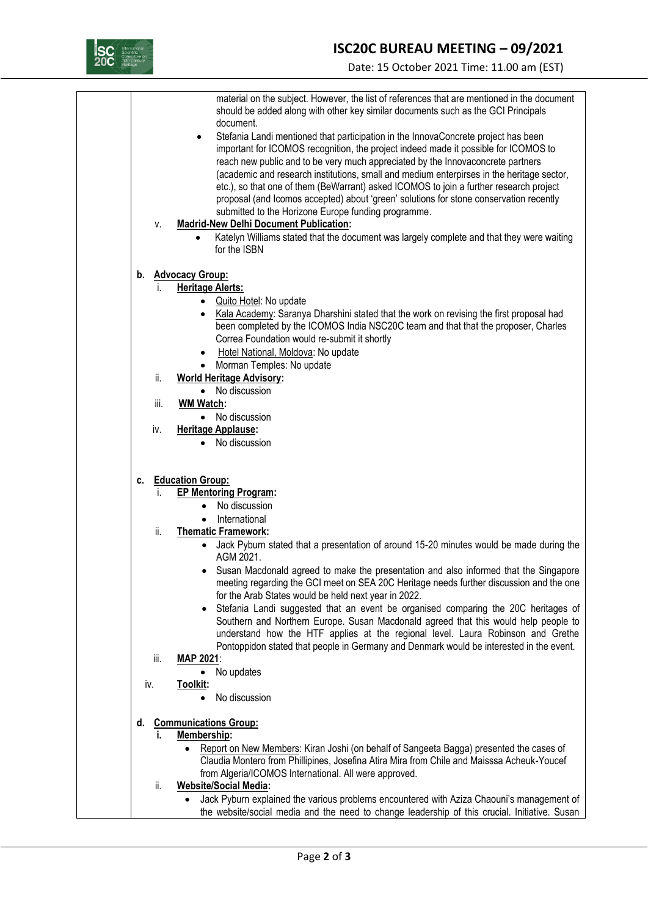material on the subject. However, the list of references that are mentioned in the document should be added along with other key similar documents such as the GCI Principals document.

- Stefania Landi mentioned that participation in the InnovaConcrete project has been important for ICOMOS recognition, the project indeed made it possible for ICOMOS to reach new public and to be very much appreciated by the Innovaconcrete partners (academic and research institutions, small and medium enterpirses in the heritage sector, etc.), so that one of them (BeWarrant) asked ICOMOS to join a further research project proposal (and Icomos accepted) about 'green' solutions for stone conservation recently submitted to the Horizone Europe funding programme.

v. **Madrid-New Delhi Document Publication:**

- Katelyn Williams stated that the document was largely complete and that they were waiting for the ISBN

**b. Advocacy Group:**

i. **Heritage Alerts:**

- Quito Hotel: No update
- Kala Academy: Saranya Dharshini stated that the work on revising the first proposal had been completed by the ICOMOS India NSC20C team and that that the proposer, Charles Correa Foundation would re-submit it shortly
- Hotel National, Moldova: No update
- Morman Temples: No update

ii. **World Heritage Advisory:**

- No discussion

iii. **WM Watch:**

- No discussion

iv. **Heritage Applause:**

- No discussion

**c. Education Group:**

i. **EP Mentoring Program:**

- No discussion
- International

ii. **Thematic Framework:**

- Jack Pyburn stated that a presentation of around 15-20 minutes would be made during the AGM 2021.
- Susan Macdonald agreed to make the presentation and also informed that the Singapore meeting regarding the GCI meet on SEA 20C Heritage needs further discussion and the one for the Arab States would be held next year in 2022.
- Stefania Landi suggested that an event be organised comparing the 20C heritages of Southern and Northern Europe. Susan Macdonald agreed that this would help people to understand how the HTF applies at the regional level. Laura Robinson and Grethe Pontoppidon stated that people in Germany and Denmark would be interested in the event.

iii. **MAP 2021:**

- No updates

iv. **Toolkit:**

- No discussion

**d. Communications Group:**

**i. Membership:**

- Report on New Members: Kiran Joshi (on behalf of Sangeeta Bagga) presented the cases of Claudia Montero from Phillipines, Josefina Atira Mira from Chile and Maisssa Acheuk-Youcef from Algeria/ICOMOS International. All were approved.

ii. **Website/Social Media:**

- Jack Pyburn explained the various problems encountered with Aziza Chaouni's management of the website/social media and the need to change leadership of this crucial. Initiative. Susan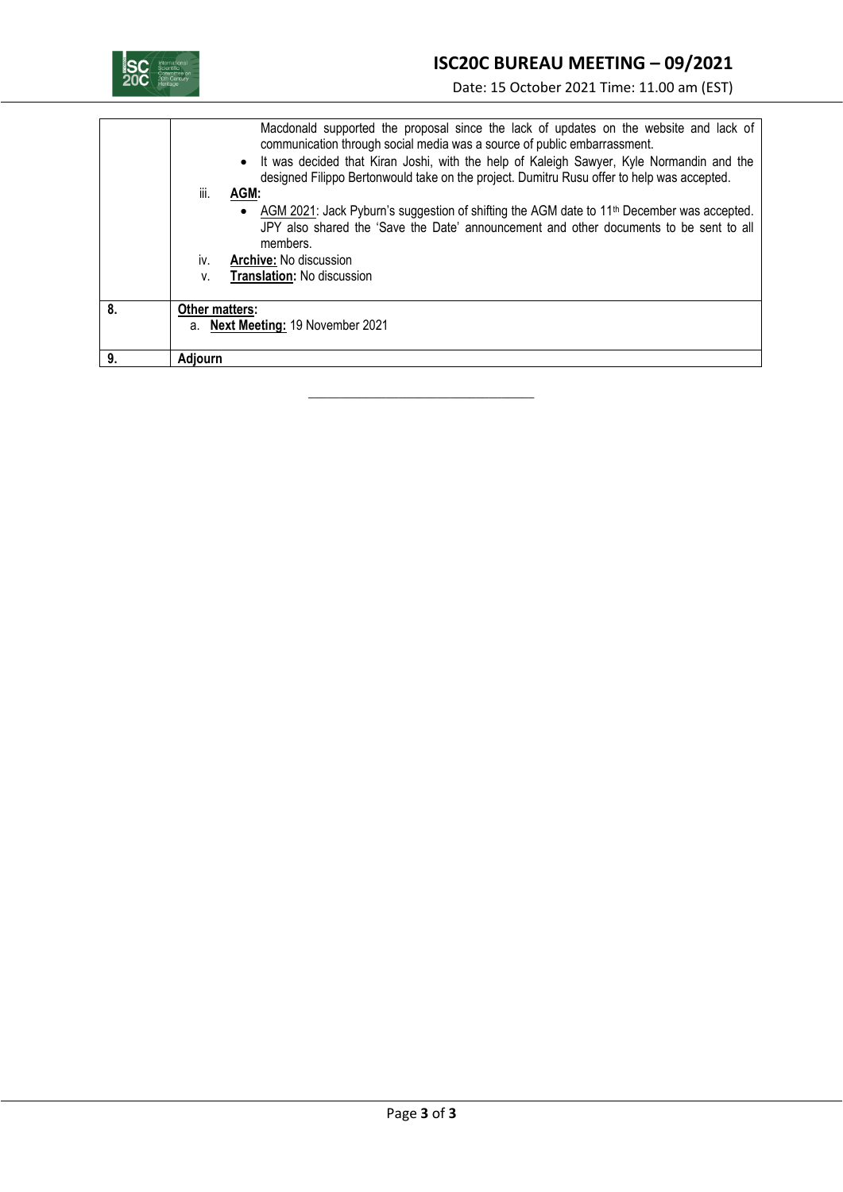| | |
|---|---|
| | Macdonald supported the proposal since the lack of updates on the website and lack of communication through social media was a source of public embarrassment.<br>• It was decided that Kiran Joshi, with the help of Kaleigh Sawyer, Kyle Normandin and the designed Filippo Bertonwould take on the project. Dumitru Rusu offer to help was accepted.<br>iii. **AGM:**<br>• AGM 2021: Jack Pyburn's suggestion of shifting the AGM date to 11th December was accepted. JPY also shared the 'Save the Date' announcement and other documents to be sent to all members.<br>iv. **Archive:** No discussion<br>v. **Translation:** No discussion |
| **8.** | **Other matters:**<br>a. **Next Meeting:** 19 November 2021 |
| **9.** | **Adjourn** |